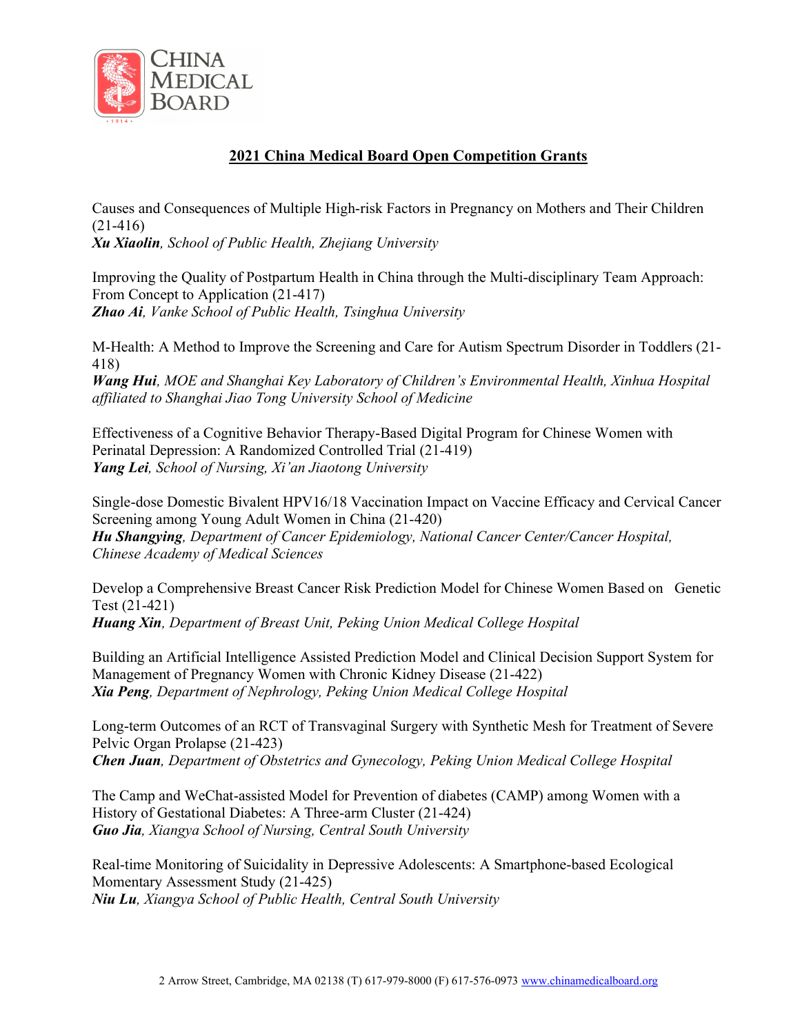CHINA MEDICAL BOARD

## 2021 China Medical Board Open Competition Grants

Causes and Consequences of Multiple High-risk Factors in Pregnancy on Mothers and Their Children (21-416)
***Xu Xiaolin**, School of Public Health, Zhejiang University*

Improving the Quality of Postpartum Health in China through the Multi-disciplinary Team Approach: From Concept to Application (21-417)
***Zhao Ai**, Vanke School of Public Health, Tsinghua University*

M-Health: A Method to Improve the Screening and Care for Autism Spectrum Disorder in Toddlers (21-418)
***Wang Hui**, MOE and Shanghai Key Laboratory of Children's Environmental Health, Xinhua Hospital affiliated to Shanghai Jiao Tong University School of Medicine*

Effectiveness of a Cognitive Behavior Therapy-Based Digital Program for Chinese Women with Perinatal Depression: A Randomized Controlled Trial (21-419)
***Yang Lei**, School of Nursing, Xi'an Jiaotong University*

Single-dose Domestic Bivalent HPV16/18 Vaccination Impact on Vaccine Efficacy and Cervical Cancer Screening among Young Adult Women in China (21-420)
***Hu Shangying**, Department of Cancer Epidemiology, National Cancer Center/Cancer Hospital, Chinese Academy of Medical Sciences*

Develop a Comprehensive Breast Cancer Risk Prediction Model for Chinese Women Based on Genetic Test (21-421)
***Huang Xin**, Department of Breast Unit, Peking Union Medical College Hospital*

Building an Artificial Intelligence Assisted Prediction Model and Clinical Decision Support System for Management of Pregnancy Women with Chronic Kidney Disease (21-422)
***Xia Peng**, Department of Nephrology, Peking Union Medical College Hospital*

Long-term Outcomes of an RCT of Transvaginal Surgery with Synthetic Mesh for Treatment of Severe Pelvic Organ Prolapse (21-423)
***Chen Juan**, Department of Obstetrics and Gynecology, Peking Union Medical College Hospital*

The Camp and WeChat-assisted Model for Prevention of diabetes (CAMP) among Women with a History of Gestational Diabetes: A Three-arm Cluster (21-424)
***Guo Jia**, Xiangya School of Nursing, Central South University*

Real-time Monitoring of Suicidality in Depressive Adolescents: A Smartphone-based Ecological Momentary Assessment Study (21-425)
***Niu Lu**, Xiangya School of Public Health, Central South University*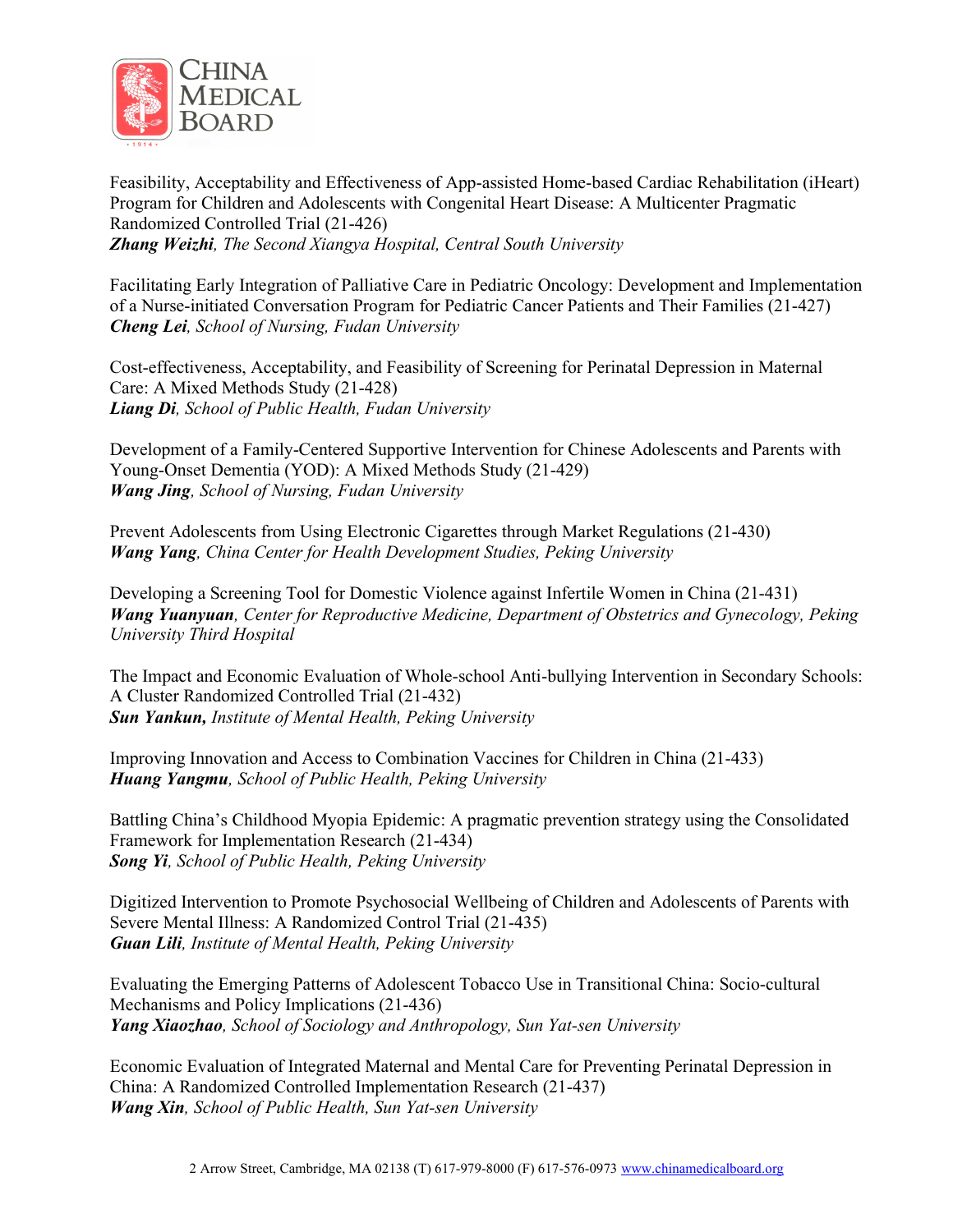Feasibility, Acceptability and Effectiveness of App-assisted Home-based Cardiac Rehabilitation (iHeart) Program for Children and Adolescents with Congenital Heart Disease: A Multicenter Pragmatic Randomized Controlled Trial (21-426)
***Zhang Weizhi**, The Second Xiangya Hospital, Central South University*

Facilitating Early Integration of Palliative Care in Pediatric Oncology: Development and Implementation of a Nurse-initiated Conversation Program for Pediatric Cancer Patients and Their Families (21-427)
***Cheng Lei**, School of Nursing, Fudan University*

Cost-effectiveness, Acceptability, and Feasibility of Screening for Perinatal Depression in Maternal Care: A Mixed Methods Study (21-428)
***Liang Di**, School of Public Health, Fudan University*

Development of a Family-Centered Supportive Intervention for Chinese Adolescents and Parents with Young-Onset Dementia (YOD): A Mixed Methods Study (21-429)
***Wang Jing**, School of Nursing, Fudan University*

Prevent Adolescents from Using Electronic Cigarettes through Market Regulations (21-430)
***Wang Yang**, China Center for Health Development Studies, Peking University*

Developing a Screening Tool for Domestic Violence against Infertile Women in China (21-431)
***Wang Yuanyuan**, Center for Reproductive Medicine, Department of Obstetrics and Gynecology, Peking University Third Hospital*

The Impact and Economic Evaluation of Whole-school Anti-bullying Intervention in Secondary Schools: A Cluster Randomized Controlled Trial (21-432)
***Sun Yankun,** Institute of Mental Health, Peking University*

Improving Innovation and Access to Combination Vaccines for Children in China (21-433)
***Huang Yangmu**, School of Public Health, Peking University*

Battling China's Childhood Myopia Epidemic: A pragmatic prevention strategy using the Consolidated Framework for Implementation Research (21-434)
***Song Yi**, School of Public Health, Peking University*

Digitized Intervention to Promote Psychosocial Wellbeing of Children and Adolescents of Parents with Severe Mental Illness: A Randomized Control Trial (21-435)
***Guan Lili**, Institute of Mental Health, Peking University*

Evaluating the Emerging Patterns of Adolescent Tobacco Use in Transitional China: Socio-cultural Mechanisms and Policy Implications (21-436)
***Yang Xiaozhao**, School of Sociology and Anthropology, Sun Yat-sen University*

Economic Evaluation of Integrated Maternal and Mental Care for Preventing Perinatal Depression in China: A Randomized Controlled Implementation Research (21-437)
***Wang Xin**, School of Public Health, Sun Yat-sen University*